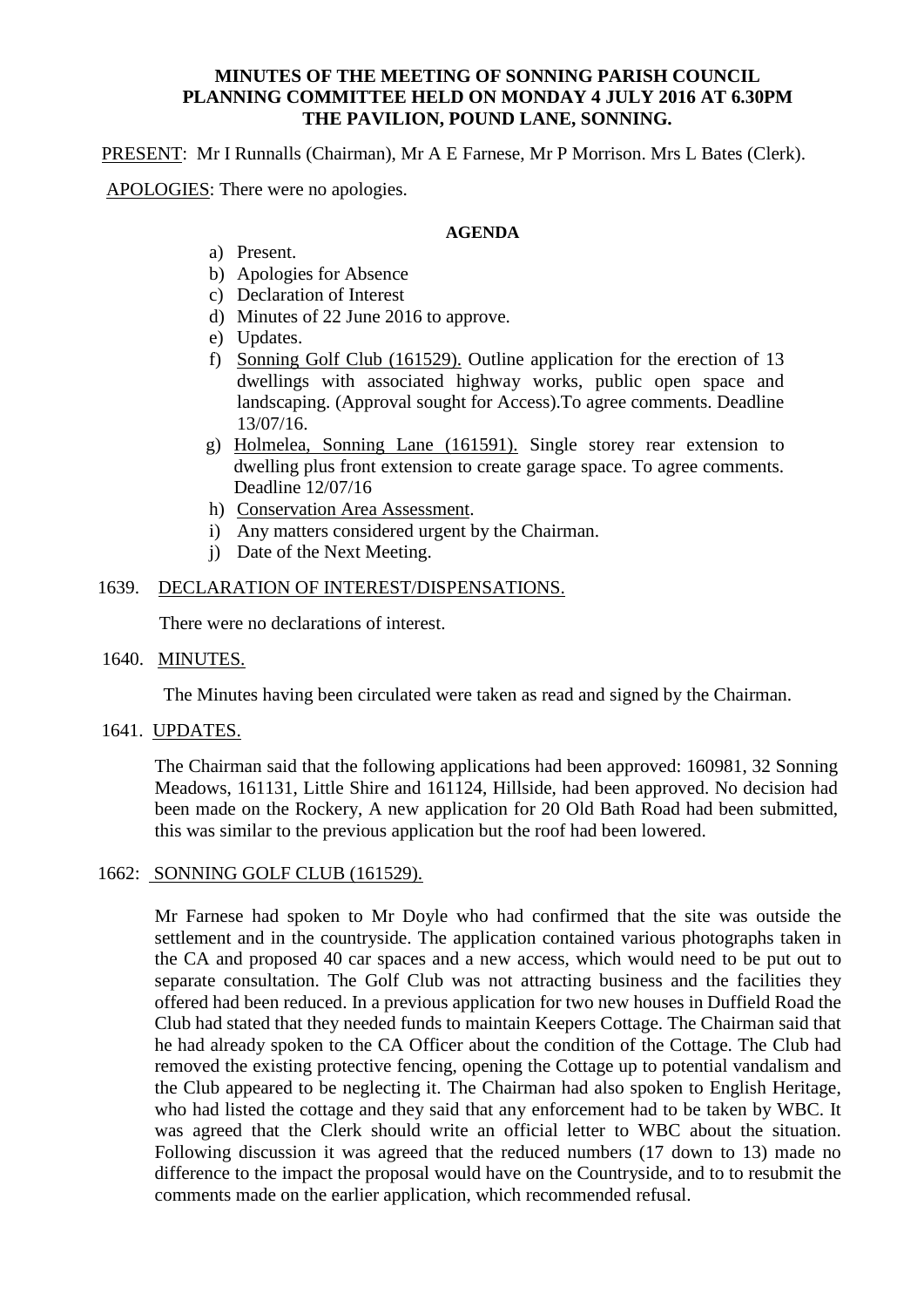**MINUTES OF THE MEETING OF SONNING PARISH COUNCIL PLANNING COMMITTEE HELD ON MONDAY 4 JULY 2016 AT 6.30PM THE PAVILION, POUND LANE, SONNING.**

PRESENT: Mr I Runnalls (Chairman), Mr A E Farnese, Mr P Morrison. Mrs L Bates (Clerk).

APOLOGIES: There were no apologies.

**AGENDA**

a) Present.
b) Apologies for Absence
c) Declaration of Interest
d) Minutes of 22 June 2016 to approve.
e) Updates.
f) Sonning Golf Club (161529). Outline application for the erection of 13 dwellings with associated highway works, public open space and landscaping. (Approval sought for Access).To agree comments. Deadline 13/07/16.
g) Holmelea, Sonning Lane (161591). Single storey rear extension to dwelling plus front extension to create garage space. To agree comments. Deadline 12/07/16
h) Conservation Area Assessment.
i) Any matters considered urgent by the Chairman.
j) Date of the Next Meeting.

1639. DECLARATION OF INTEREST/DISPENSATIONS.

There were no declarations of interest.

1640. MINUTES.

The Minutes having been circulated were taken as read and signed by the Chairman.

1641. UPDATES.

The Chairman said that the following applications had been approved: 160981, 32 Sonning Meadows, 161131, Little Shire and 161124, Hillside, had been approved. No decision had been made on the Rockery, A new application for 20 Old Bath Road had been submitted, this was similar to the previous application but the roof had been lowered.

1662: SONNING GOLF CLUB (161529).

Mr Farnese had spoken to Mr Doyle who had confirmed that the site was outside the settlement and in the countryside. The application contained various photographs taken in the CA and proposed 40 car spaces and a new access, which would need to be put out to separate consultation. The Golf Club was not attracting business and the facilities they offered had been reduced. In a previous application for two new houses in Duffield Road the Club had stated that they needed funds to maintain Keepers Cottage. The Chairman said that he had already spoken to the CA Officer about the condition of the Cottage. The Club had removed the existing protective fencing, opening the Cottage up to potential vandalism and the Club appeared to be neglecting it. The Chairman had also spoken to English Heritage, who had listed the cottage and they said that any enforcement had to be taken by WBC. It was agreed that the Clerk should write an official letter to WBC about the situation. Following discussion it was agreed that the reduced numbers (17 down to 13) made no difference to the impact the proposal would have on the Countryside, and to to resubmit the comments made on the earlier application, which recommended refusal.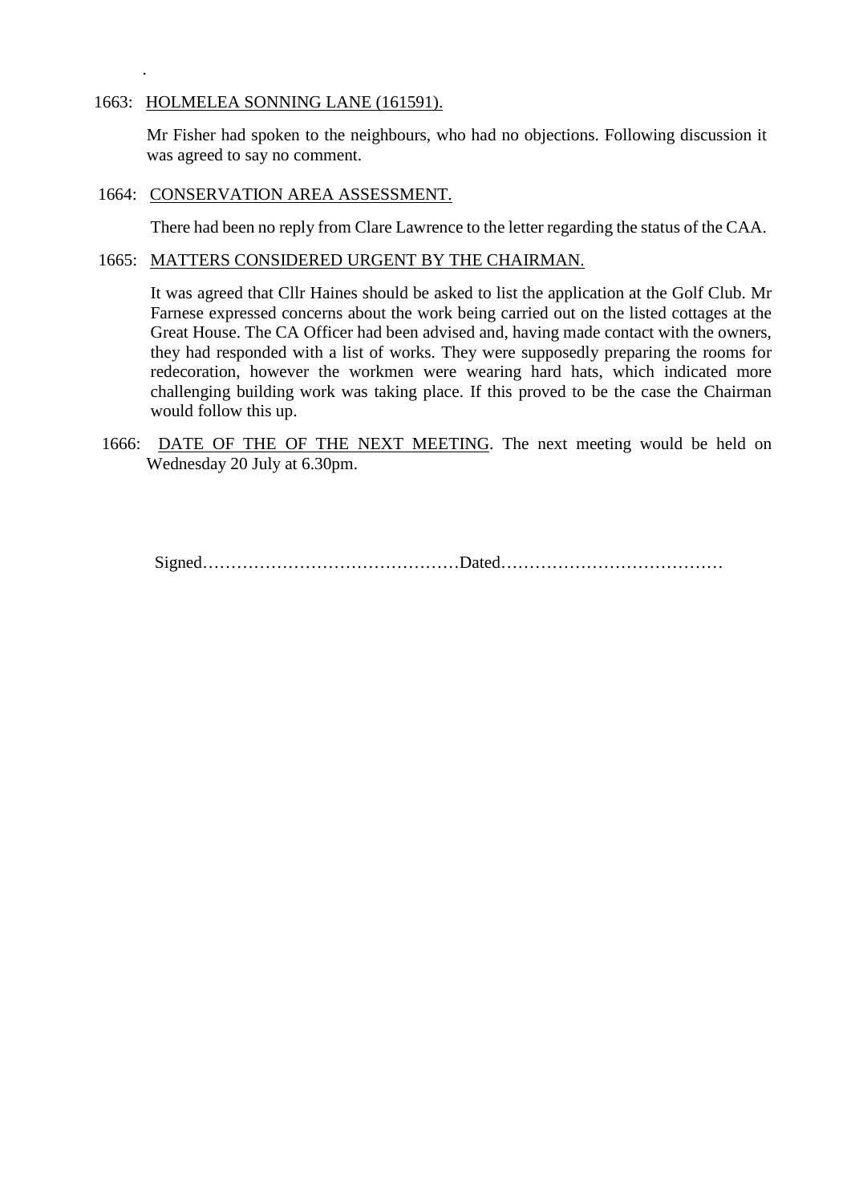1663: HOLMELEA SONNING LANE (161591).

Mr Fisher had spoken to the neighbours, who had no objections. Following discussion it was agreed to say no comment.

1664: CONSERVATION AREA ASSESSMENT.

There had been no reply from Clare Lawrence to the letter regarding the status of the CAA.

1665: MATTERS CONSIDERED URGENT BY THE CHAIRMAN.

It was agreed that Cllr Haines should be asked to list the application at the Golf Club. Mr Farnese expressed concerns about the work being carried out on the listed cottages at the Great House. The CA Officer had been advised and, having made contact with the owners, they had responded with a list of works. They were supposedly preparing the rooms for redecoration, however the workmen were wearing hard hats, which indicated more challenging building work was taking place. If this proved to be the case the Chairman would follow this up.

1666: DATE OF THE OF THE NEXT MEETING. The next meeting would be held on Wednesday 20 July at 6.30pm.

Signed………………………………………Dated…………………………………